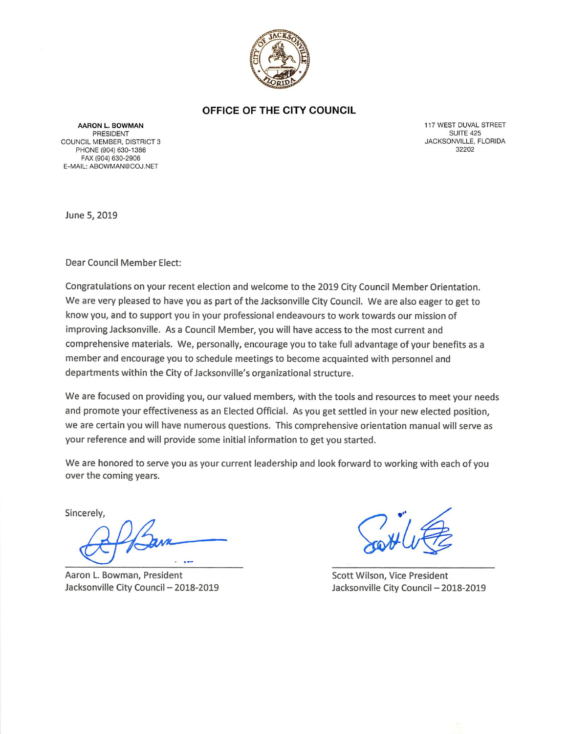# OFFICE OF THE CITY COUNCIL

**AARON L. BOWMAN**
PRESIDENT
COUNCIL MEMBER, DISTRICT 3
PHONE (904) 630-1386
FAX (904) 630-2906
E-MAIL: ABOWMAN@COJ.NET

117 WEST DUVAL STREET
SUITE 425
JACKSONVILLE, FLORIDA
32202

June 5, 2019

Dear Council Member Elect:

Congratulations on your recent election and welcome to the 2019 City Council Member Orientation. We are very pleased to have you as part of the Jacksonville City Council. We are also eager to get to know you, and to support you in your professional endeavours to work towards our mission of improving Jacksonville. As a Council Member, you will have access to the most current and comprehensive materials. We, personally, encourage you to take full advantage of your benefits as a member and encourage you to schedule meetings to become acquainted with personnel and departments within the City of Jacksonville's organizational structure.

We are focused on providing you, our valued members, with the tools and resources to meet your needs and promote your effectiveness as an Elected Official. As you get settled in your new elected position, we are certain you will have numerous questions. This comprehensive orientation manual will serve as your reference and will provide some initial information to get you started.

We are honored to serve you as your current leadership and look forward to working with each of you over the coming years.

Sincerely,

Aaron L. Bowman, President
Jacksonville City Council – 2018-2019

Scott Wilson, Vice President
Jacksonville City Council – 2018-2019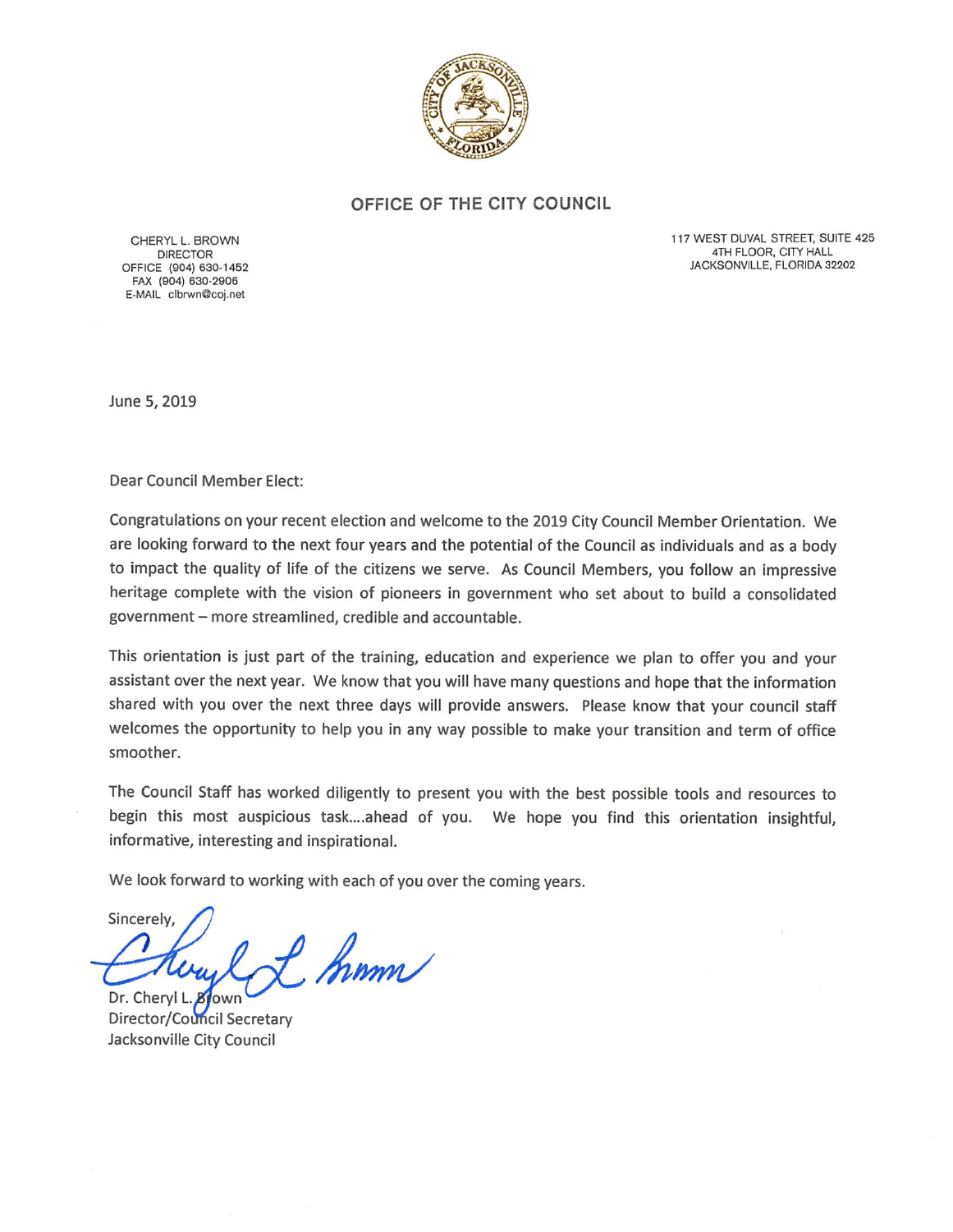# OFFICE OF THE CITY COUNCIL

CHERYL L. BROWN
DIRECTOR
OFFICE (904) 630-1452
FAX (904) 630-2906
E-MAIL clbrwn@coj.net

117 WEST DUVAL STREET, SUITE 425
4TH FLOOR, CITY HALL
JACKSONVILLE, FLORIDA 32202

June 5, 2019

Dear Council Member Elect:

Congratulations on your recent election and welcome to the 2019 City Council Member Orientation. We are looking forward to the next four years and the potential of the Council as individuals and as a body to impact the quality of life of the citizens we serve. As Council Members, you follow an impressive heritage complete with the vision of pioneers in government who set about to build a consolidated government – more streamlined, credible and accountable.

This orientation is just part of the training, education and experience we plan to offer you and your assistant over the next year. We know that you will have many questions and hope that the information shared with you over the next three days will provide answers. Please know that your council staff welcomes the opportunity to help you in any way possible to make your transition and term of office smoother.

The Council Staff has worked diligently to present you with the best possible tools and resources to begin this most auspicious task....ahead of you. We hope you find this orientation insightful, informative, interesting and inspirational.

We look forward to working with each of you over the coming years.

Sincerely,

Dr. Cheryl L. Brown
Director/Council Secretary
Jacksonville City Council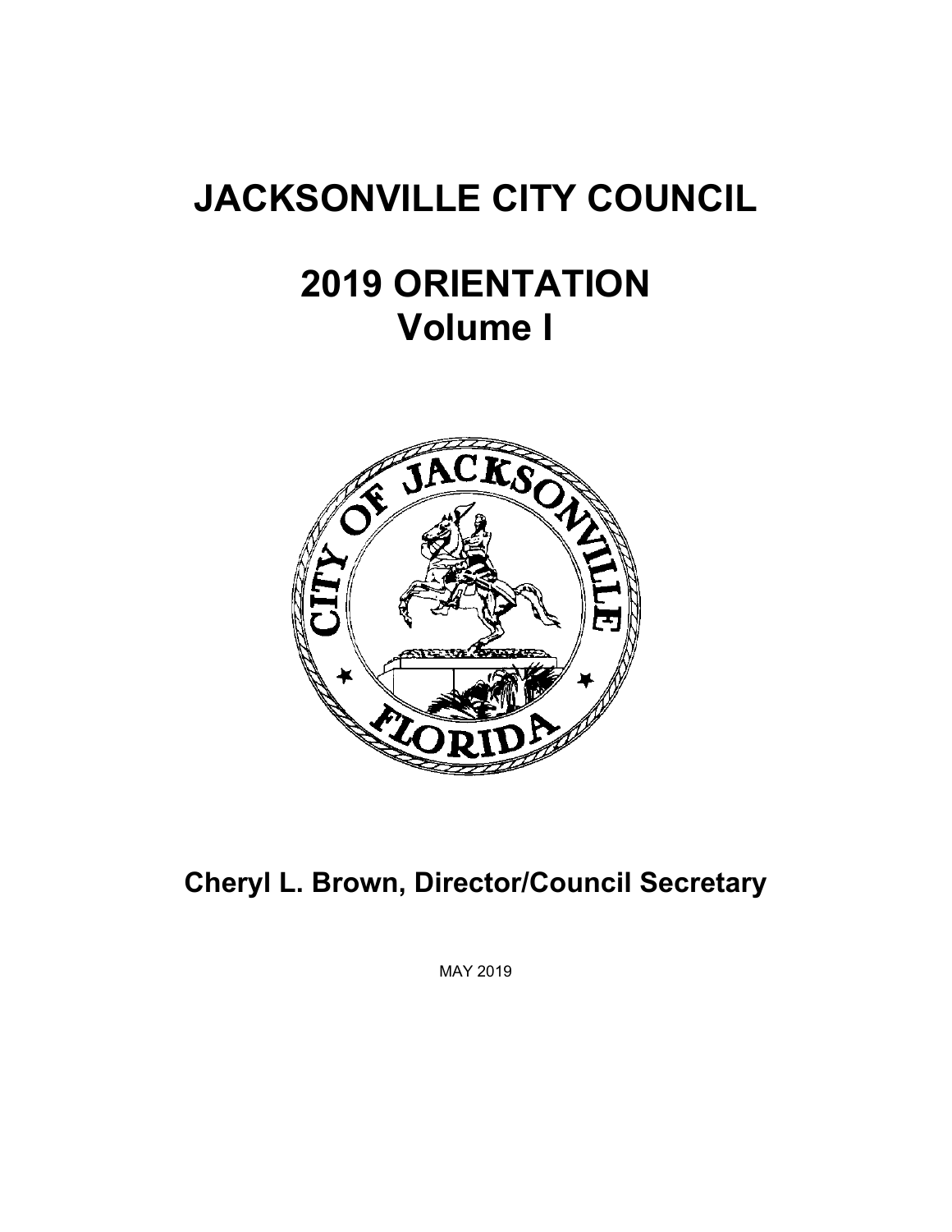# JACKSONVILLE CITY COUNCIL

# 2019 ORIENTATION
# Volume I

## Cheryl L. Brown, Director/Council Secretary

MAY 2019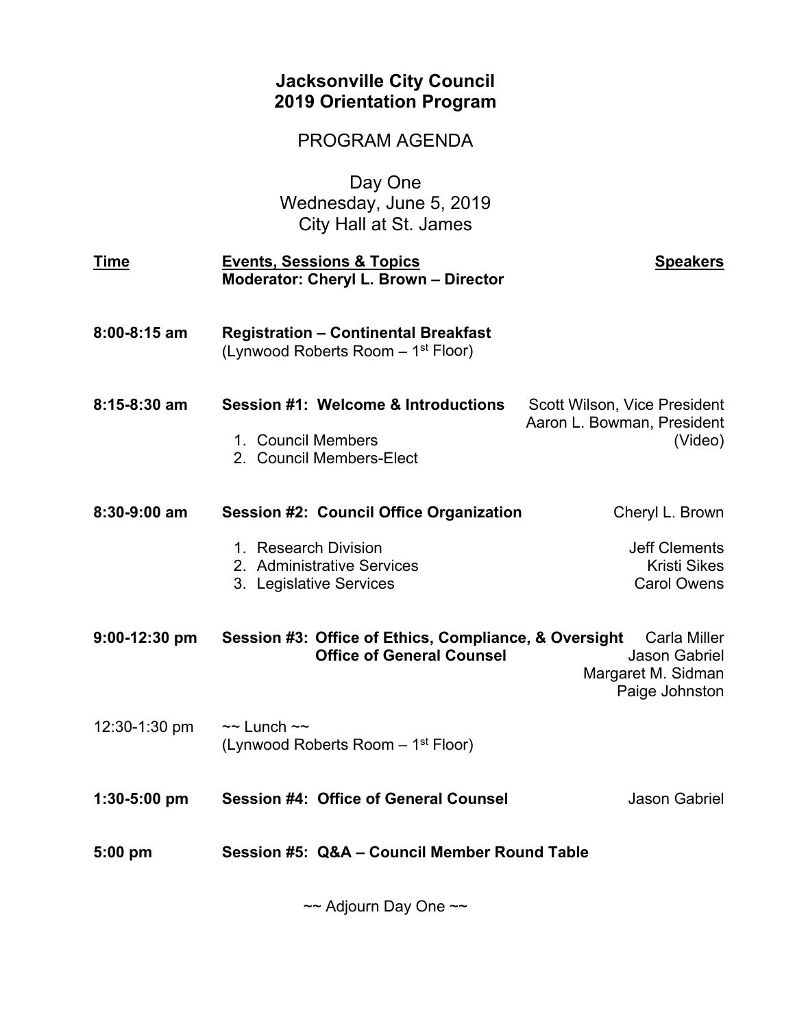# Jacksonville City Council
# 2019 Orientation Program

## PROGRAM AGENDA

### Day One
### Wednesday, June 5, 2019
### City Hall at St. James

| Time | Events, Sessions & Topics<br>**Moderator: Cheryl L. Brown – Director** | Speakers |
|---|---|---|
| **8:00-8:15 am** | **Registration – Continental Breakfast**<br>(Lynwood Roberts Room – 1st Floor) | |
| **8:15-8:30 am** | **Session #1: Welcome & Introductions**<br>1. Council Members<br>2. Council Members-Elect | Scott Wilson, Vice President<br>Aaron L. Bowman, President (Video) |
| **8:30-9:00 am** | **Session #2: Council Office Organization** | Cheryl L. Brown |
| | 1. Research Division | Jeff Clements |
| | 2. Administrative Services | Kristi Sikes |
| | 3. Legislative Services | Carol Owens |
| **9:00-12:30 pm** | **Session #3: Office of Ethics, Compliance, & Oversight**<br>**Office of General Counsel** | Carla Miller<br>Jason Gabriel<br>Margaret M. Sidman<br>Paige Johnston |
| 12:30-1:30 pm | ~~ Lunch ~~<br>(Lynwood Roberts Room – 1st Floor) | |
| **1:30-5:00 pm** | **Session #4: Office of General Counsel** | Jason Gabriel |
| **5:00 pm** | **Session #5: Q&A – Council Member Round Table** | |

~~ Adjourn Day One ~~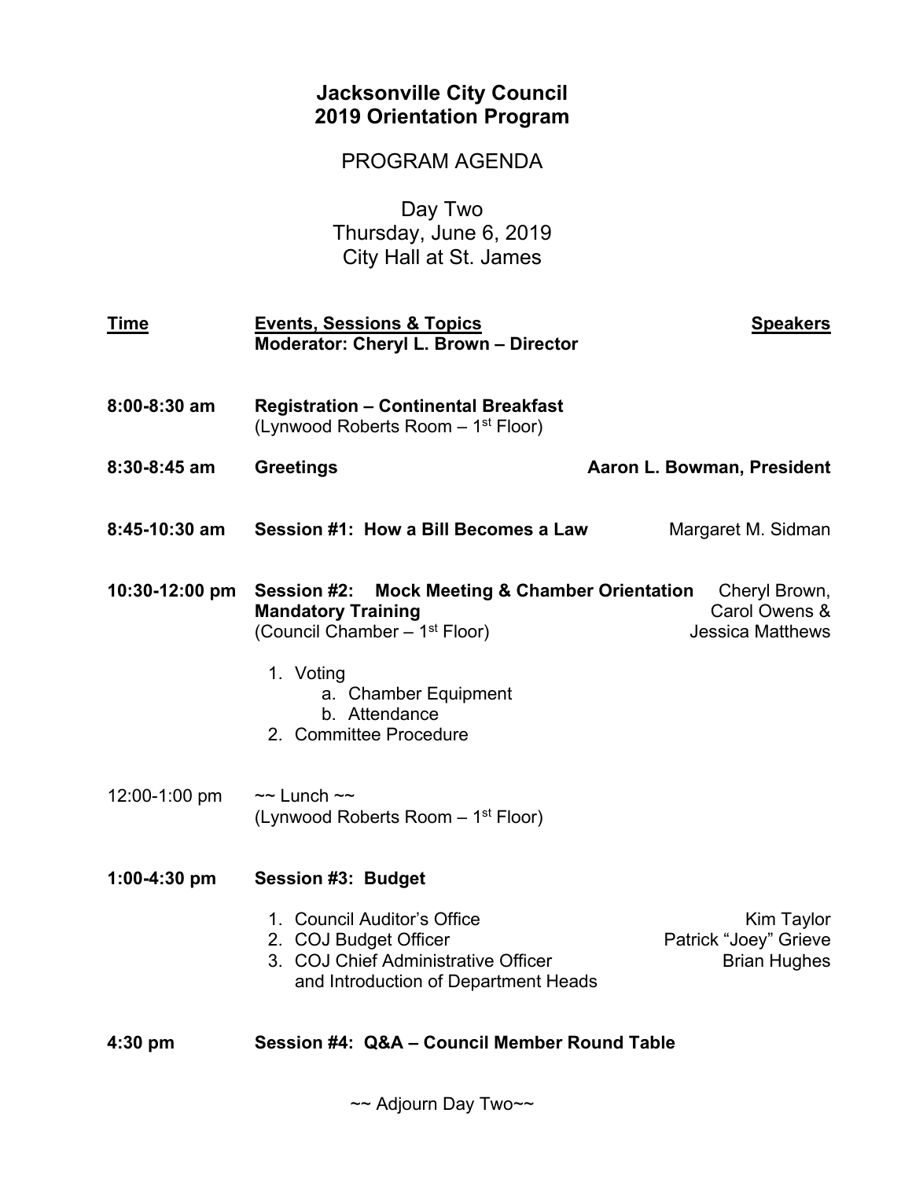# Jacksonville City Council
# 2019 Orientation Program

## PROGRAM AGENDA

Day Two
Thursday, June 6, 2019
City Hall at St. James

| Time | Events, Sessions & Topics | Speakers |
|---|---|---|
| | **Moderator: Cheryl L. Brown – Director** | |
| **8:00-8:30 am** | **Registration – Continental Breakfast** (Lynwood Roberts Room – 1st Floor) | |
| **8:30-8:45 am** | **Greetings** | **Aaron L. Bowman, President** |
| **8:45-10:30 am** | **Session #1: How a Bill Becomes a Law** | Margaret M. Sidman |
| **10:30-12:00 pm** | **Session #2: Mock Meeting & Chamber Orientation Mandatory Training** (Council Chamber – 1st Floor)<br>1. Voting<br>a. Chamber Equipment<br>b. Attendance<br>2. Committee Procedure | Cheryl Brown, Carol Owens & Jessica Matthews |
| 12:00-1:00 pm | ~~ Lunch ~~ (Lynwood Roberts Room – 1st Floor) | |
| **1:00-4:30 pm** | **Session #3: Budget** | |
| | 1. Council Auditor's Office | Kim Taylor |
| | 2. COJ Budget Officer | Patrick "Joey" Grieve |
| | 3. COJ Chief Administrative Officer and Introduction of Department Heads | Brian Hughes |
| **4:30 pm** | **Session #4: Q&A – Council Member Round Table** | |

~~ Adjourn Day Two~~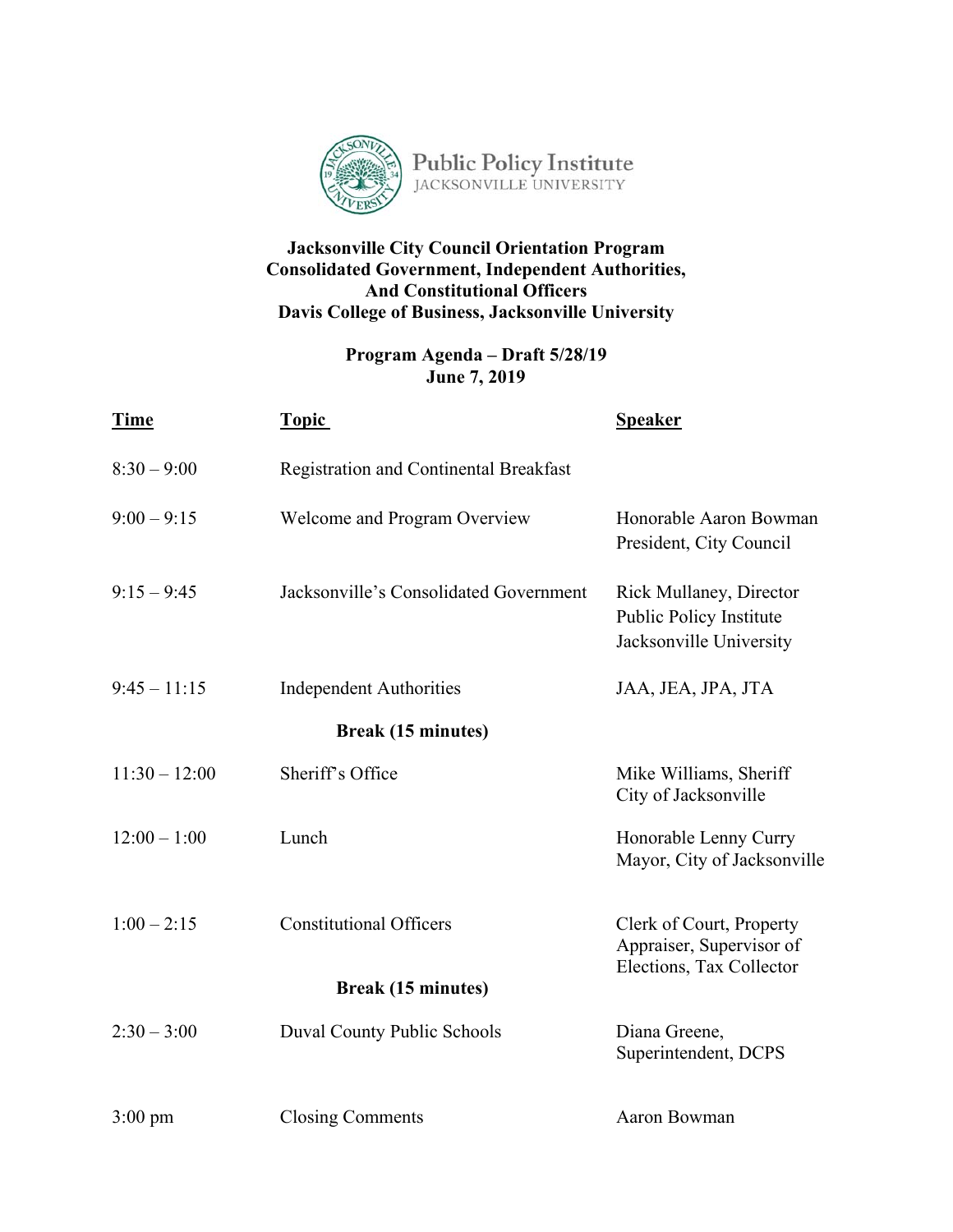Public Policy Institute
JACKSONVILLE UNIVERSITY

**Jacksonville City Council Orientation Program**
**Consolidated Government, Independent Authorities,**
**And Constitutional Officers**
**Davis College of Business, Jacksonville University**

**Program Agenda – Draft 5/28/19**
**June 7, 2019**

| Time | Topic | Speaker |
|---|---|---|
| 8:30 – 9:00 | Registration and Continental Breakfast | |
| 9:00 – 9:15 | Welcome and Program Overview | Honorable Aaron Bowman President, City Council |
| 9:15 – 9:45 | Jacksonville's Consolidated Government | Rick Mullaney, Director Public Policy Institute Jacksonville University |
| 9:45 – 11:15 | Independent Authorities | JAA, JEA, JPA, JTA |
| | **Break (15 minutes)** | |
| 11:30 – 12:00 | Sheriff's Office | Mike Williams, Sheriff City of Jacksonville |
| 12:00 – 1:00 | Lunch | Honorable Lenny Curry Mayor, City of Jacksonville |
| 1:00 – 2:15 | Constitutional Officers | Clerk of Court, Property Appraiser, Supervisor of Elections, Tax Collector |
| | **Break (15 minutes)** | |
| 2:30 – 3:00 | Duval County Public Schools | Diana Greene, Superintendent, DCPS |
| 3:00 pm | Closing Comments | Aaron Bowman |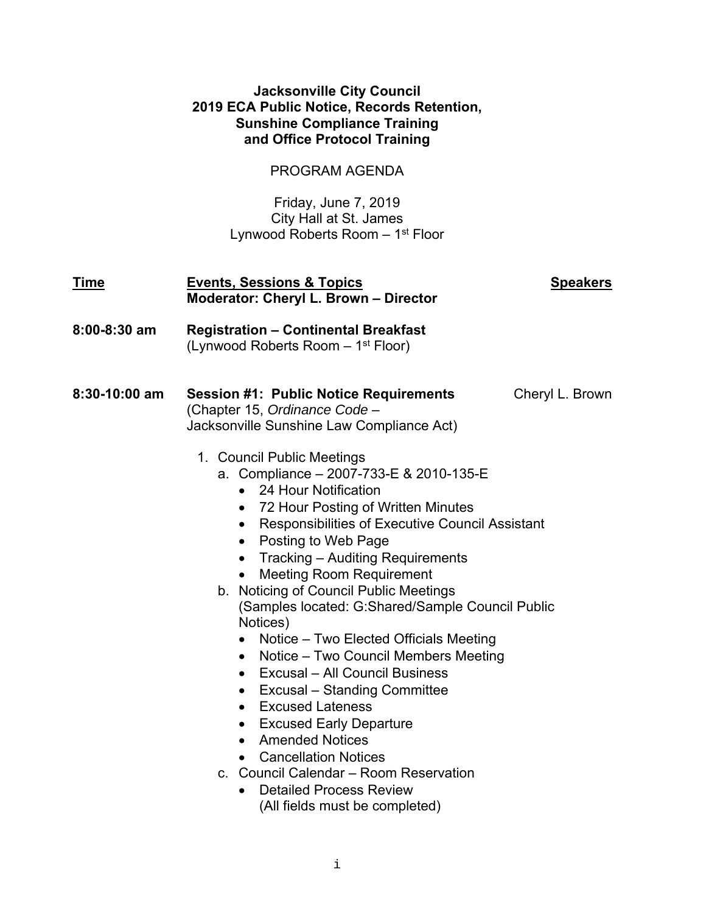**Jacksonville City Council**
**2019 ECA Public Notice, Records Retention,**
**Sunshine Compliance Training**
**and Office Protocol Training**

PROGRAM AGENDA

Friday, June 7, 2019
City Hall at St. James
Lynwood Roberts Room – 1st Floor

| Time | Events, Sessions & Topics | Speakers |
|---|---|---|
| | **Moderator: Cheryl L. Brown – Director** | |
| **8:00-8:30 am** | **Registration – Continental Breakfast** (Lynwood Roberts Room – 1st Floor) | |
| **8:30-10:00 am** | **Session #1: Public Notice Requirements** (Chapter 15, *Ordinance Code* – Jacksonville Sunshine Law Compliance Act) | Cheryl L. Brown |

1. Council Public Meetings
   a. Compliance – 2007-733-E & 2010-135-E
      - 24 Hour Notification
      - 72 Hour Posting of Written Minutes
      - Responsibilities of Executive Council Assistant
      - Posting to Web Page
      - Tracking – Auditing Requirements
      - Meeting Room Requirement

   b. Noticing of Council Public Meetings
      (Samples located: G:Shared/Sample Council Public Notices)
      - Notice – Two Elected Officials Meeting
      - Notice – Two Council Members Meeting
      - Excusal – All Council Business
      - Excusal – Standing Committee
      - Excused Lateness
      - Excused Early Departure
      - Amended Notices
      - Cancellation Notices

   c. Council Calendar – Room Reservation
      - Detailed Process Review
        (All fields must be completed)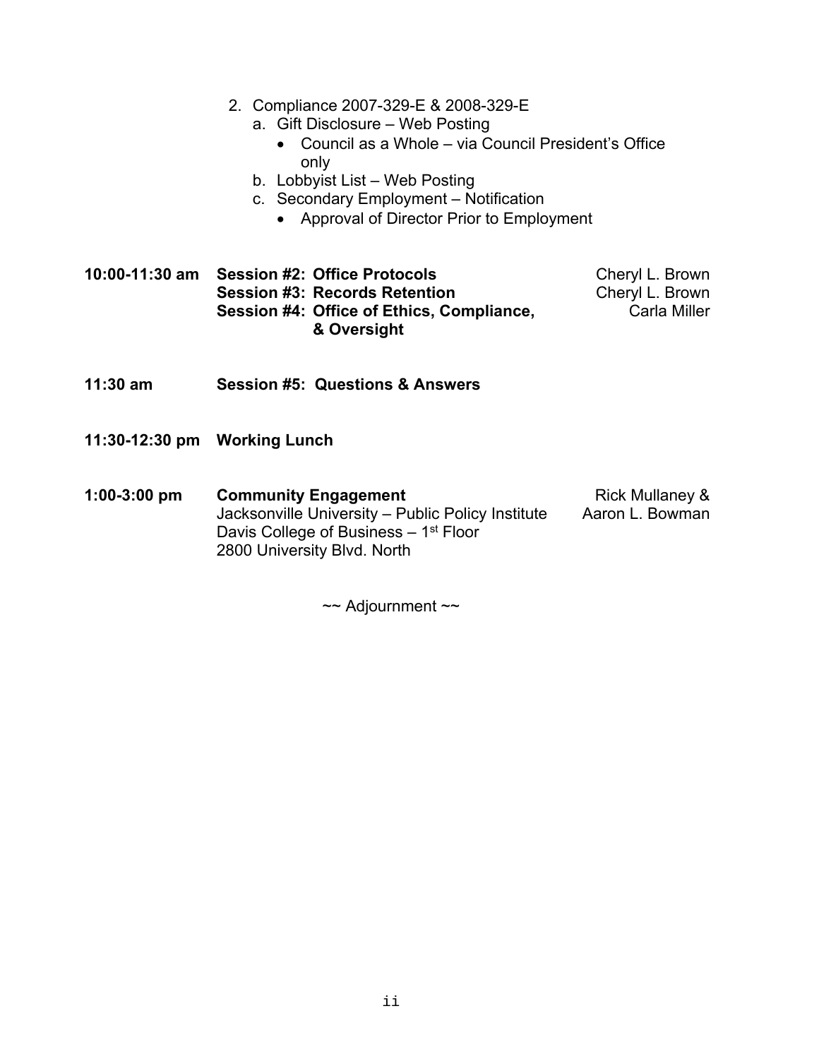2. Compliance 2007-329-E & 2008-329-E
   a. Gift Disclosure – Web Posting
      - Council as a Whole – via Council President's Office only
   b. Lobbyist List – Web Posting
   c. Secondary Employment – Notification
      - Approval of Director Prior to Employment

**10:00-11:30 am** **Session #2: Office Protocols** — Cheryl L. Brown
**Session #3: Records Retention** — Cheryl L. Brown
**Session #4: Office of Ethics, Compliance, & Oversight** — Carla Miller

**11:30 am** **Session #5: Questions & Answers**

**11:30-12:30 pm** **Working Lunch**

**1:00-3:00 pm** **Community Engagement** — Rick Mullaney & Aaron L. Bowman
Jacksonville University – Public Policy Institute
Davis College of Business – 1st Floor
2800 University Blvd. North

~~ Adjournment ~~